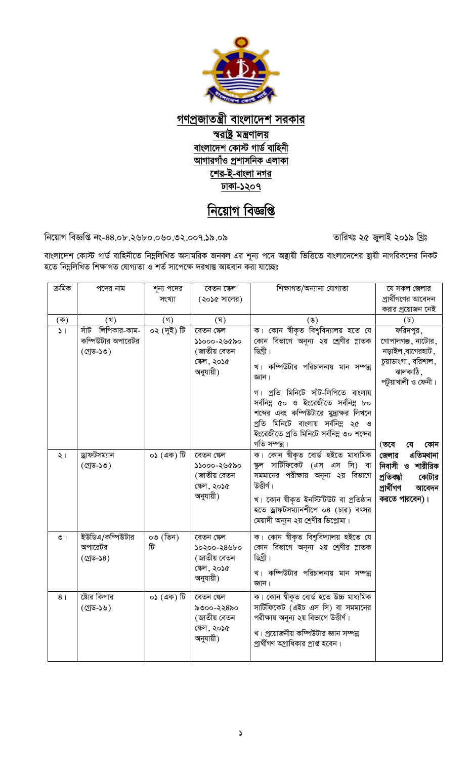# গণপ্রজাতন্ত্রী বাংলাদেশ সরকার

**স্বরাষ্ট্র মন্ত্রণালয়**
**বাংলাদেশ কোস্ট গার্ড বাহিনী**
**আগারগাঁও প্রশাসনিক এলাকা**
**শের-ই-বাংলা নগর**
**ঢাকা-১২০৭**

## নিয়োগ বিজ্ঞপ্তি

নিয়োগ বিজ্ঞপ্তি নং-৪৪.০৮.২৬৮০.০৬০.৩২.০০৭.১৯.০৯ তারিখঃ ২৫ জুলাই ২০১৯ খ্রিঃ

বাংলাদেশ কোস্ট গার্ড বাহিনীতে নিম্নলিখিত অসামরিক জনবল এর শূন্য পদে অস্থায়ী ভিত্তিতে বাংলাদেশের স্থায়ী নাগরিকদের নিকট হতে নিম্নলিখিত শিক্ষাগত যোগ্যতা ও শর্ত সাপেক্ষে দরখাস্ত আহবান করা যাচ্ছেঃ

| ক্রমিক | পদের নাম | শূন্য পদের সংখ্যা | বেতন স্কেল (২০১৫ সালের) | শিক্ষাগত/অন্যান্য যোগ্যতা | যে সকল জেলার প্রার্থীগণের আবেদন করার প্রয়োজন নেই |
|---|---|---|---|---|---|
| (ক) | (খ) | (গ) | (ঘ) | (ঙ) | (চ) |
| ১। | সাঁট লিপিকার-কাম-কম্পিউটার অপারেটর (গ্রেড-১৩) | ০২ (দুই) টি | বেতন স্কেল ১১০০০-২৬৫৯০ (জাতীয় বেতন স্কেল, ২০১৫ অনুযায়ী) | ক। কোন স্বীকৃত বিশ্ববিদ্যালয় হতে যে কোন বিভাগে অন্যূন ২য় শ্রেণীর স্নাতক ডিগ্রী। খ। কম্পিউটার পরিচালনায় মান সম্পন্ন জ্ঞান। গ। প্রতি মিনিটে সাঁট-লিপিতে বাংলায় সর্বনিম্ন ৫০ ও ইংরেজীতে সর্বনিম্ন ৮০ শব্দের এবং কম্পিউটারে মুদ্রাক্ষর লিখনে প্রতি মিনিটে বাংলায় সর্বনিম্ন ২৫ ও ইংরেজীতে প্রতি মিনিটে সর্বনিম্ন ৩০ শব্দের গতি সম্পন্ন। | ফরিদপুর, গোপালগঞ্জ, নাটোর, নড়াইল, বাগেরহাট, চুয়াডাংগা, বরিশাল, ঝালকাঠি, পটুয়াখালী ও ফেনী। **(তবে যে কোন জেলার এতিমখানা নিবাসী ও শারীরিক প্রতিবন্ধী কোটার প্রার্থীগণ আবেদন করতে পারবেন)।** |
| ২। | ড্রাফটসম্যান (গ্রেড-১৩) | ০১ (এক) টি | বেতন স্কেল ১১০০০-২৬৫৯০ (জাতীয় বেতন স্কেল, ২০১৫ অনুযায়ী) | ক। কোন স্বীকৃত বোর্ড হইতে মাধ্যমিক স্কুল সার্টিফিকেট (এস এস সি) বা সমমানের পরীক্ষায় অন্যূন ২য় বিভাগে উত্তীর্ণ। খ। কোন স্বীকৃত ইনস্টিটিউট বা প্রতিষ্ঠান হতে ড্রাফটসম্যানশীপে ০৪ (চার) বৎসর মেয়াদী অন্যূন ২য় শ্রেণীর ডিপ্লোমা। | |
| ৩। | ইউডিএ/কম্পিউটার অপারেটর (গ্রেড-১৪) | ০৩ (তিন) টি | বেতন স্কেল ১০২০০-২৪৬৮০ (জাতীয় বেতন স্কেল, ২০১৫ অনুযায়ী) | ক। কোন স্বীকৃত বিশ্ববিদ্যালয় হইতে যে কোন বিভাগে অন্যূন ২য় শ্রেণীর স্নাতক ডিগ্রী। খ। কম্পিউটার পরিচালনায় মান সম্পন্ন জ্ঞান। | |
| ৪। | ষ্টোর কিপার (গ্রেড-১৬) | ০১ (এক) টি | বেতন স্কেল ৯৩০০-২২৪৯০ (জাতীয় বেতন স্কেল, ২০১৫ অনুযায়ী) | ক। কোন স্বীকৃত বোর্ড হতে উচ্চ মাধ্যমিক সার্টিফিকেট (এইচ এস সি) বা সমমানের পরীক্ষায় অন্যূন ২য় বিভাগে উত্তীর্ণ। খ। প্রয়োজনীয় কম্পিউটার জ্ঞান সম্পন্ন প্রার্থীগণ অগ্রাধিকার প্রাপ্ত হবেন। | |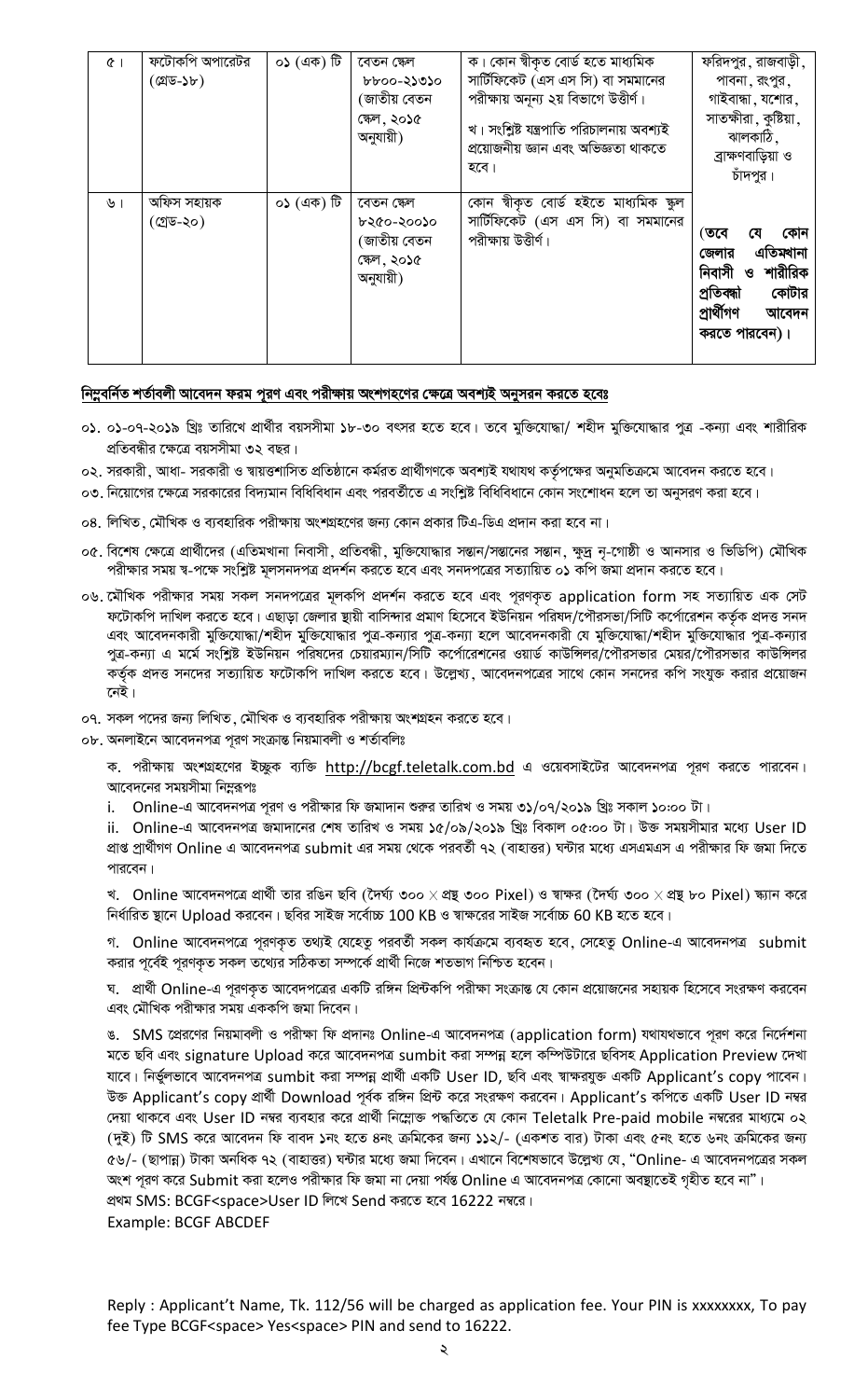| ৫। | ফটোকপি অপারেটর (গ্রেড-১৮) | ০১ (এক) টি | বেতন স্কেল ৮৮০০-২১৩১০ (জাতীয় বেতন স্কেল, ২০১৫ অনুযায়ী) | ক। কোন স্বীকৃত বোর্ড হতে মাধ্যমিক সার্টিফিকেট (এস এস সি) বা সমমানের পরীক্ষায় অনূন্য ২য় বিভাগে উত্তীর্ণ। খ। সংশ্লিষ্ট যন্ত্রপাতি পরিচালনায় অবশ্যই প্রয়োজনীয় জ্ঞান এবং অভিজ্ঞতা থাকতে হবে। | ফরিদপুর, রাজবাড়ী, পাবনা, রংপুর, গাইবান্ধা, যশোর, সাতক্ষীরা, কুষ্টিয়া, ঝালকাঠি, ব্রাহ্মণবাড়িয়া ও চাঁদপুর। |
|---|---|---|---|---|---|
| ৬। | অফিস সহায়ক (গ্রেড-২০) | ০১ (এক) টি | বেতন স্কেল ৮২৫০-২০০১০ (জাতীয় বেতন স্কেল, ২০১৫ অনুযায়ী) | কোন স্বীকৃত বোর্ড হইতে মাধ্যমিক স্কুল সার্টিফিকেট (এস এস সি) বা সমমানের পরীক্ষায় উত্তীর্ণ। | **(তবে যে কোন জেলার এতিমখানা নিবাসী ও শারীরিক প্রতিবন্ধী কোটার প্রার্থীগণ আবেদন করতে পারবেন)।** |

**নিম্নবর্নিত শর্তাবলী আবেদন ফরম পূরণ এবং পরীক্ষায় অংশগ্রহণের ক্ষেত্রে অবশ্যই অনুসরন করতে হবেঃ**

০১. ০১-০৭-২০১৯ খ্রিঃ তারিখে প্রার্থীর বয়সসীমা ১৮-৩০ বৎসর হতে হবে। তবে মুক্তিযোদ্ধা/ শহীদ মুক্তিযোদ্ধার পুত্র -কন্যা এবং শারীরিক প্রতিবন্ধীর ক্ষেত্রে বয়সসীমা ৩২ বছর।

০২. সরকারী, আধা- সরকারী ও স্বায়ত্তশাসিত প্রতিষ্ঠানে কর্মরত প্রার্থীগণকে অবশ্যই যথাযথ কর্তৃপক্ষের অনুমতিক্রমে আবেদন করতে হবে।

০৩. নিয়োগের ক্ষেত্রে সরকারের বিদ্যমান বিধিবিধান এবং পরবর্তীতে এ সংশ্লিষ্ট বিধিবিধানে কোন সংশোধন হলে তা অনুসরণ করা হবে।

০৪. লিখিত, মৌখিক ও ব্যবহারিক পরীক্ষায় অংশগ্রহনের জন্য কোন প্রকার টিএ-ডিএ প্রদান করা হবে না।

০৫. বিশেষ ক্ষেত্রে প্রার্থীদের (এতিমখানা নিবাসী, প্রতিবন্ধী, মুক্তিযোদ্ধার সন্তান/সন্তানের সন্তান, ক্ষুদ্র নৃ-গোষ্ঠী ও আনসার ও ভিডিপি) মৌখিক পরীক্ষার সময় স্ব-পক্ষে সংশ্লিষ্ট মূলসনদপত্র প্রদর্শন করতে হবে এবং সনদপত্রের সত্যায়িত ০১ কপি জমা প্রদান করতে হবে।

০৬. মৌখিক পরীক্ষার সময় সকল সনদপত্রের মূলকপি প্রদর্শন করতে হবে এবং পূরণকৃত application form সহ সত্যায়িত এক সেট ফটোকপি দাখিল করতে হবে। এছাড়া জেলার স্থায়ী বাসিন্দার প্রমাণ হিসেবে ইউনিয়ন পরিষদ/পৌরসভা/সিটি কর্পোরেশন কর্তৃক প্রদত্ত সনদ এবং আবেদনকারী মুক্তিযোদ্ধা/শহীদ মুক্তিযোদ্ধার পুত্র-কন্যার পুত্র-কন্যা হলে আবেদনকারী যে মুক্তিযোদ্ধা/শহীদ মুক্তিযোদ্ধার পুত্র-কন্যার পুত্র-কন্যা এ মর্মে সংশ্লিষ্ট ইউনিয়ন পরিষদের চেয়ারম্যান/সিটি কর্পোরেশনের ওয়ার্ড কাউন্সিলর/পৌরসভার মেয়র/পৌরসভার কাউন্সিলর কর্তৃক প্রদত্ত সনদের সত্যায়িত ফটোকপি দাখিল করতে হবে। উল্লেখ্য, আবেদনপত্রের সাথে কোন সনদের কপি সংযুক্ত করার প্রয়োজন নেই।

০৭. সকল পদের জন্য লিখিত, মৌখিক ও ব্যবহারিক পরীক্ষায় অংশগ্রহন করতে হবে।

০৮. অনলাইনে আবেদনপত্র পূরণ সংক্রান্ত নিয়মাবলী ও শর্তাবলিঃ

ক. পরীক্ষায় অংশগ্রহণের ইচ্ছুক ব্যক্তি http://bcgf.teletalk.com.bd এ ওয়েবসাইটের আবেদনপত্র পূরণ করতে পারবেন। আবেদনের সময়সীমা নিম্নরূপঃ

i. Online-এ আবেদনপত্র পূরণ ও পরীক্ষার ফি জমাদান শুরুর তারিখ ও সময় ৩১/০৭/২০১৯ খ্রিঃ সকাল ১০:০০ টা।

ii. Online-এ আবেদনপত্র জমাদানের শেষ তারিখ ও সময় ১৫/০৯/২০১৯ খ্রিঃ বিকাল ০৫:০০ টা। উক্ত সময়সীমার মধ্যে User ID প্রাপ্ত প্রার্থীগণ Online এ আবেদনপত্র submit এর সময় থেকে পরবর্তী ৭২ (বাহাত্তর) ঘন্টার মধ্যে এসএমএস এ পরীক্ষার ফি জমা দিতে পারবেন।

খ. Online আবেদনপত্রে প্রার্থী তার রঙিন ছবি (দৈর্ঘ্য ৩০০ × প্রস্থ ৩০০ Pixel) ও স্বাক্ষর (দৈর্ঘ্য ৩০০ × প্রস্থ ৮০ Pixel) স্ক্যান করে নির্ধারিত স্থানে Upload করবেন। ছবির সাইজ সর্বোচ্চ 100 KB ও স্বাক্ষরের সাইজ সর্বোচ্চ 60 KB হতে হবে।

গ. Online আবেদনপত্রে পূরণকৃত তথ্যই যেহেতু পরবর্তী সকল কার্যক্রমে ব্যবহৃত হবে, সেহেতু Online-এ আবেদনপত্র submit করার পূর্বেই পূরণকৃত সকল তথ্যের সঠিকতা সম্পর্কে প্রার্থী নিজে শতভাগ নিশ্চিত হবেন।

ঘ. প্রার্থী Online-এ পূরণকৃত আবেদনপত্রের একটি রঙ্গিন প্রিন্টকপি পরীক্ষা সংক্রান্ত যে কোন প্রয়োজনের সহায়ক হিসেবে সংরক্ষণ করবেন এবং মৌখিক পরীক্ষার সময় এককপি জমা দিবেন।

ঙ. SMS প্রেরণের নিয়মাবলী ও পরীক্ষা ফি প্রদানঃ Online-এ আবেদনপত্র (application form) যথাযথভাবে পূরণ করে নির্দেশনা মতে ছবি এবং signature Upload করে আবেদনপত্র sumbit করা সম্পন্ন হলে কম্পিউটারে ছবিসহ Application Preview দেখা যাবে। নির্ভুলভাবে আবেদনপত্র sumbit করা সম্পন্ন প্রার্থী একটি User ID, ছবি এবং স্বাক্ষরযুক্ত একটি Applicant's copy পাবেন। উক্ত Applicant's copy প্রার্থী Download পূর্বক রঙ্গিন প্রিন্ট করে সংরক্ষণ করবেন। Applicant's কপিতে একটি User ID নম্বর দেয়া থাকবে এবং User ID নম্বর ব্যবহার করে প্রার্থী নিম্নোক্ত পদ্ধতিতে যে কোন Teletalk Pre-paid mobile নম্বরের মাধ্যমে ০২ (দুই) টি SMS করে আবেদন ফি বাবদ ১নং হতে ৪নং ক্রমিকের জন্য ১১২/- (একশত বার) টাকা এবং ৫নং হতে ৬নং ক্রমিকের জন্য ৫৬/- (ছাপান্ন) টাকা অনধিক ৭২ (বাহাত্তর) ঘন্টার মধ্যে জমা দিবেন। এখানে বিশেষভাবে উল্লেখ্য যে, "Online- এ আবেদনপত্রের সকল অংশ পূরণ করে Submit করা হলেও পরীক্ষার ফি জমা না দেয়া পর্যন্ত Online এ আবেদনপত্র কোনো অবস্থাতেই গৃহীত হবে না"।

প্রথম SMS: BCGF<space>User ID লিখে Send করতে হবে 16222 নম্বরে।

Example: BCGF ABCDEF

Reply : Applicant't Name, Tk. 112/56 will be charged as application fee. Your PIN is xxxxxxxx, To pay fee Type BCGF<space> Yes<space> PIN and send to 16222.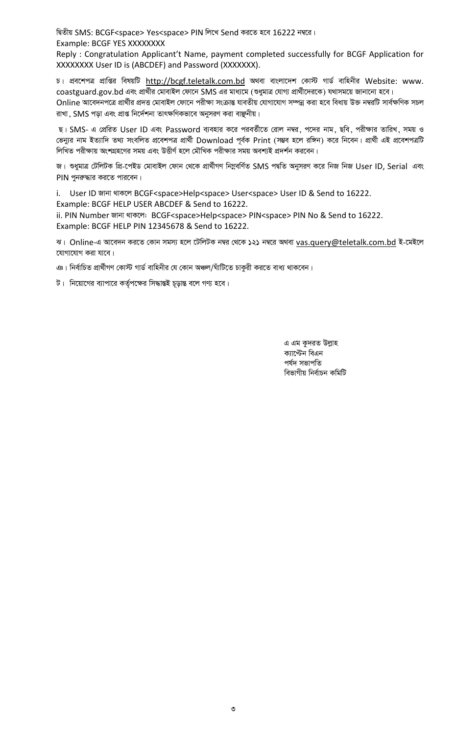দ্বিতীয় SMS: BCGF<space> Yes<space> PIN লিখে Send করতে হবে 16222 নম্বরে।
Example: BCGF YES XXXXXXXX
Reply : Congratulation Applicant't Name, payment completed successfully for BCGF Application for XXXXXXXX User ID is (ABCDEF) and Password (XXXXXXX).

চ। প্রবেশপত্র প্রাপ্তির বিষয়টি http://bcgf.teletalk.com.bd অথবা বাংলাদেশ কোস্ট গার্ড বাহিনীর Website: www. coastguard.gov.bd এবং প্রার্থীর মোবাইল ফোনে SMS এর মাধ্যমে (শুধুমাত্র যোগ্য প্রার্থীদেরকে) যথাসময়ে জানানো হবে। Online আবেদনপত্রে প্রার্থীর প্রদত্ত মোবাইল ফোনে পরীক্ষা সংক্রান্ত যাবতীয় যোগাযোগ সম্পন্ন করা হবে বিধায় উক্ত নম্বরটি সার্বক্ষণিক সচল রাখা, SMS পড়া এবং প্রাপ্ত নির্দেশনা তাৎক্ষণিকভাবে অনুসরণ করা বাঞ্ছনীয়।

ছ। SMS- এ প্রেরিত User ID এবং Password ব্যবহার করে পরবর্তীতে রোল নম্বর, পদের নাম, ছবি, পরীক্ষার তারিখ, সময় ও ভেন্যুর নাম ইত্যাদি তথ্য সংবলিত প্রবেশপত্র প্রার্থী Download পূর্বক Print (সম্ভব হলে রঙ্গিন) করে নিবেন। প্রার্থী এই প্রবেশপত্রটি লিখিত পরীক্ষায় অংশগ্রহণের সময় এবং উত্তীর্ণ হলে মৌখিক পরীক্ষার সময় অবশ্যই প্রদর্শন করবেন।

জ। শুধুমাত্র টেলিটক প্রি-পেইড মোবাইল ফোন থেকে প্রার্থীগণ নিম্নবর্ণিত SMS পদ্ধতি অনুসরণ করে নিজ নিজ User ID, Serial এবং PIN পুনরুদ্ধার করতে পারবেন।

i. User ID জানা থাকলে BCGF<space>Help<space> User<space> User ID & Send to 16222.
Example: BCGF HELP USER ABCDEF & Send to 16222.
ii. PIN Number জানা থাকলেঃ BCGF<space>Help<space> PIN<space> PIN No & Send to 16222.
Example: BCGF HELP PIN 12345678 & Send to 16222.

ঝ। Online-এ আবেদন করতে কোন সমস্য হলে টেলিটক নম্বর থেকে ১২১ নম্বরে অথবা vas.query@teletalk.com.bd ই-মেইলে যোগাযোগ করা যাবে।

ঞ। নির্বাচিত প্রার্থীগণ কোস্ট গার্ড বাহিনীর যে কোন অঞ্চল/ঘাঁটিতে চাকুরী করতে বাধ্য থাকবেন।

ট। নিয়োগের ব্যাপারে কর্তৃপক্ষের সিদ্ধান্তই চূড়ান্ত বলে গণ্য হবে।

এ এম কুদরত উল্লাহ
ক্যাপ্টেন বিএন
পর্ষদ সভাপতি
বিভাগীয় নির্বাচন কমিটি